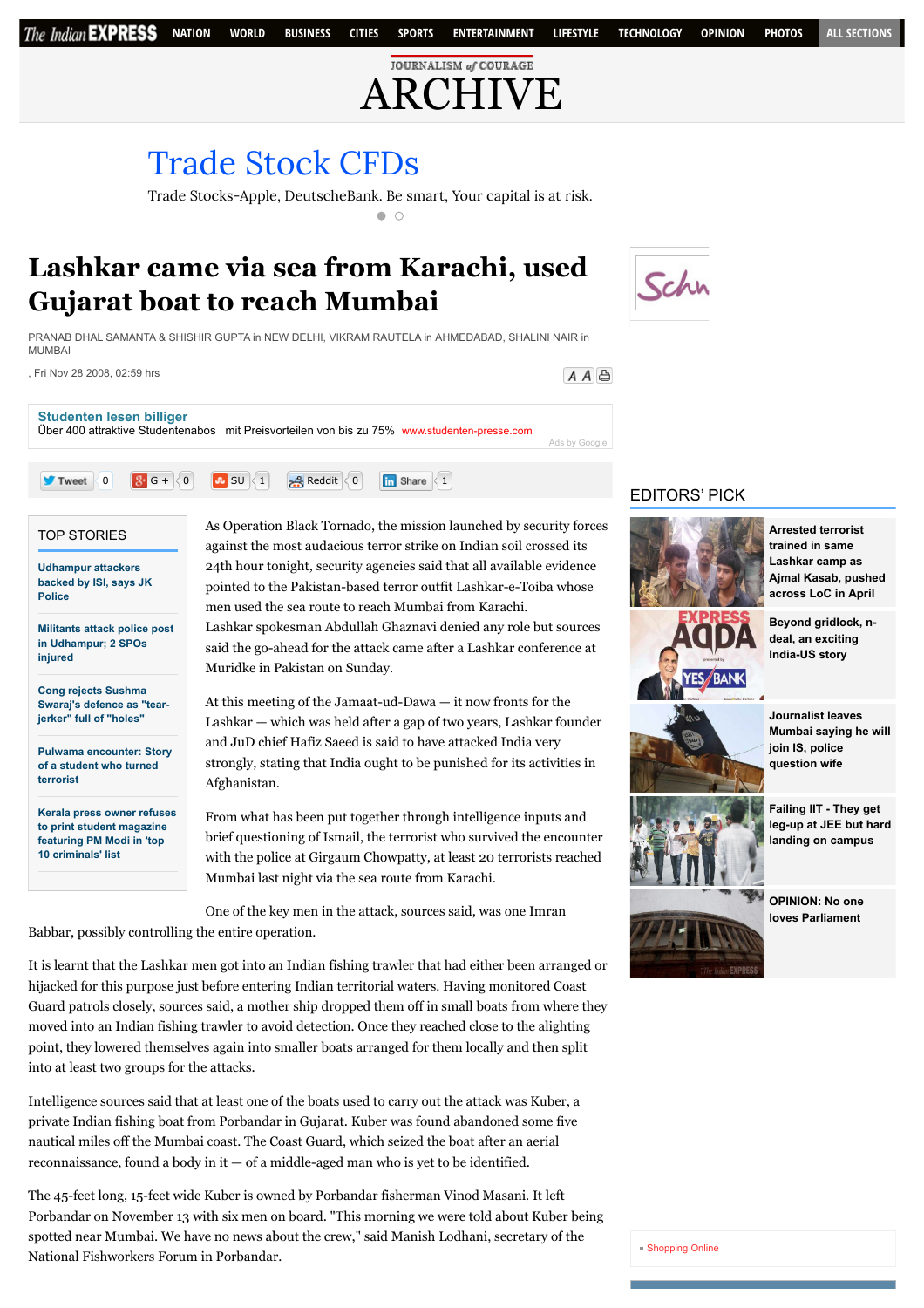# Lashkar came via sea from Karachi, used Gujarat boat to reach Mumbai

PRANAB DHAL SAMANTA & SHISHIR GUPTA in NEW DELHI, VIKRAM RAUTELA in AHMEDABAD, SHALINI NAIR in MUMBAI

, Fri Nov 28 2008, 02:59 hrs

As Operation Black Tornado, the mission launched by security forces against the most audacious terror strike on Indian soil crossed its 24th hour tonight, security agencies said that all available evidence pointed to the Pakistan-based terror outfit Lashkar-e-Toiba whose men used the sea route to reach Mumbai from Karachi.

Lashkar spokesman Abdullah Ghaznavi denied any role but sources said the go-ahead for the attack came after a Lashkar conference at Muridke in Pakistan on Sunday.

At this meeting of the Jamaat-ud-Dawa — it now fronts for the Lashkar — which was held after a gap of two years, Lashkar founder and JuD chief Hafiz Saeed is said to have attacked India very strongly, stating that India ought to be punished for its activities in Afghanistan.

From what has been put together through intelligence inputs and brief questioning of Ismail, the terrorist who survived the encounter with the police at Girgaum Chowpatty, at least 20 terrorists reached Mumbai last night via the sea route from Karachi.

One of the key men in the attack, sources said, was one Imran Babbar, possibly controlling the entire operation.

It is learnt that the Lashkar men got into an Indian fishing trawler that had either been arranged or hijacked for this purpose just before entering Indian territorial waters. Having monitored Coast Guard patrols closely, sources said, a mother ship dropped them off in small boats from where they moved into an Indian fishing trawler to avoid detection. Once they reached close to the alighting point, they lowered themselves again into smaller boats arranged for them locally and then split into at least two groups for the attacks.

Intelligence sources said that at least one of the boats used to carry out the attack was Kuber, a private Indian fishing boat from Porbandar in Gujarat. Kuber was found abandoned some five nautical miles off the Mumbai coast. The Coast Guard, which seized the boat after an aerial reconnaissance, found a body in it — of a middle-aged man who is yet to be identified.

The 45-feet long, 15-feet wide Kuber is owned by Porbandar fisherman Vinod Masani. It left Porbandar on November 13 with six men on board. "This morning we were told about Kuber being spotted near Mumbai. We have no news about the crew," said Manish Lodhani, secretary of the National Fishworkers Forum in Porbandar.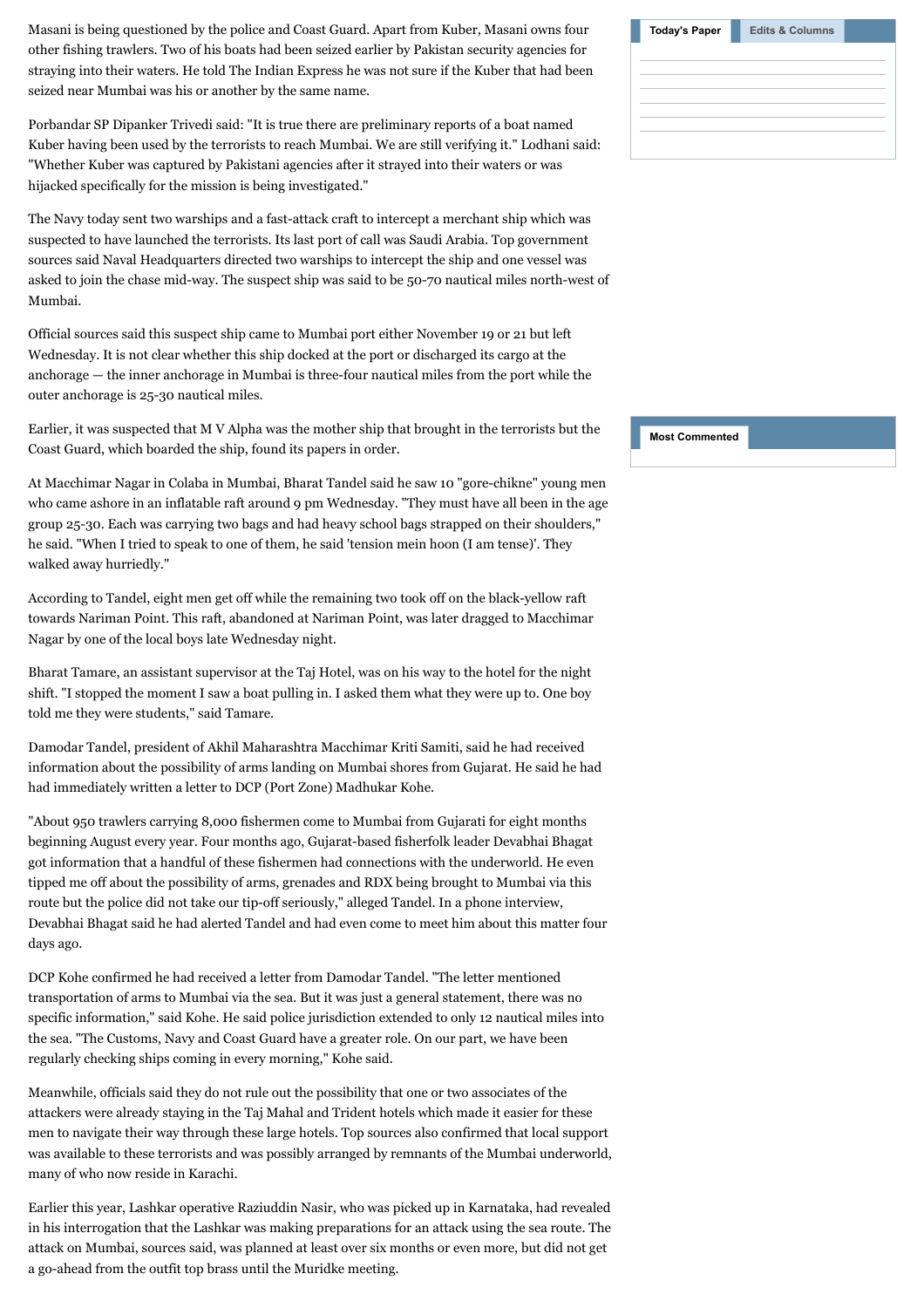Masani is being questioned by the police and Coast Guard. Apart from Kuber, Masani owns four other fishing trawlers. Two of his boats had been seized earlier by Pakistan security agencies for straying into their waters. He told The Indian Express he was not sure if the Kuber that had been seized near Mumbai was his or another by the same name.

Porbandar SP Dipanker Trivedi said: "It is true there are preliminary reports of a boat named Kuber having been used by the terrorists to reach Mumbai. We are still verifying it." Lodhani said: "Whether Kuber was captured by Pakistani agencies after it strayed into their waters or was hijacked specifically for the mission is being investigated."

The Navy today sent two warships and a fast-attack craft to intercept a merchant ship which was suspected to have launched the terrorists. Its last port of call was Saudi Arabia. Top government sources said Naval Headquarters directed two warships to intercept the ship and one vessel was asked to join the chase mid-way. The suspect ship was said to be 50-70 nautical miles north-west of Mumbai.

Official sources said this suspect ship came to Mumbai port either November 19 or 21 but left Wednesday. It is not clear whether this ship docked at the port or discharged its cargo at the anchorage — the inner anchorage in Mumbai is three-four nautical miles from the port while the outer anchorage is 25-30 nautical miles.

Earlier, it was suspected that M V Alpha was the mother ship that brought in the terrorists but the Coast Guard, which boarded the ship, found its papers in order.

At Macchimar Nagar in Colaba in Mumbai, Bharat Tandel said he saw 10 "gore-chikne" young men who came ashore in an inflatable raft around 9 pm Wednesday. "They must have all been in the age group 25-30. Each was carrying two bags and had heavy school bags strapped on their shoulders," he said. "When I tried to speak to one of them, he said 'tension mein hoon (I am tense)'. They walked away hurriedly."

According to Tandel, eight men get off while the remaining two took off on the black-yellow raft towards Nariman Point. This raft, abandoned at Nariman Point, was later dragged to Macchimar Nagar by one of the local boys late Wednesday night.

Bharat Tamare, an assistant supervisor at the Taj Hotel, was on his way to the hotel for the night shift. "I stopped the moment I saw a boat pulling in. I asked them what they were up to. One boy told me they were students," said Tamare.

Damodar Tandel, president of Akhil Maharashtra Macchimar Kriti Samiti, said he had received information about the possibility of arms landing on Mumbai shores from Gujarat. He said he had had immediately written a letter to DCP (Port Zone) Madhukar Kohe.

"About 950 trawlers carrying 8,000 fishermen come to Mumbai from Gujarati for eight months beginning August every year. Four months ago, Gujarat-based fisherfolk leader Devabhai Bhagat got information that a handful of these fishermen had connections with the underworld. He even tipped me off about the possibility of arms, grenades and RDX being brought to Mumbai via this route but the police did not take our tip-off seriously," alleged Tandel. In a phone interview, Devabhai Bhagat said he had alerted Tandel and had even come to meet him about this matter four days ago.

DCP Kohe confirmed he had received a letter from Damodar Tandel. "The letter mentioned transportation of arms to Mumbai via the sea. But it was just a general statement, there was no specific information," said Kohe. He said police jurisdiction extended to only 12 nautical miles into the sea. "The Customs, Navy and Coast Guard have a greater role. On our part, we have been regularly checking ships coming in every morning," Kohe said.

Meanwhile, officials said they do not rule out the possibility that one or two associates of the attackers were already staying in the Taj Mahal and Trident hotels which made it easier for these men to navigate their way through these large hotels. Top sources also confirmed that local support was available to these terrorists and was possibly arranged by remnants of the Mumbai underworld, many of who now reside in Karachi.

Earlier this year, Lashkar operative Raziuddin Nasir, who was picked up in Karnataka, had revealed in his interrogation that the Lashkar was making preparations for an attack using the sea route. The attack on Mumbai, sources said, was planned at least over six months or even more, but did not get a go-ahead from the outfit top brass until the Muridke meeting.